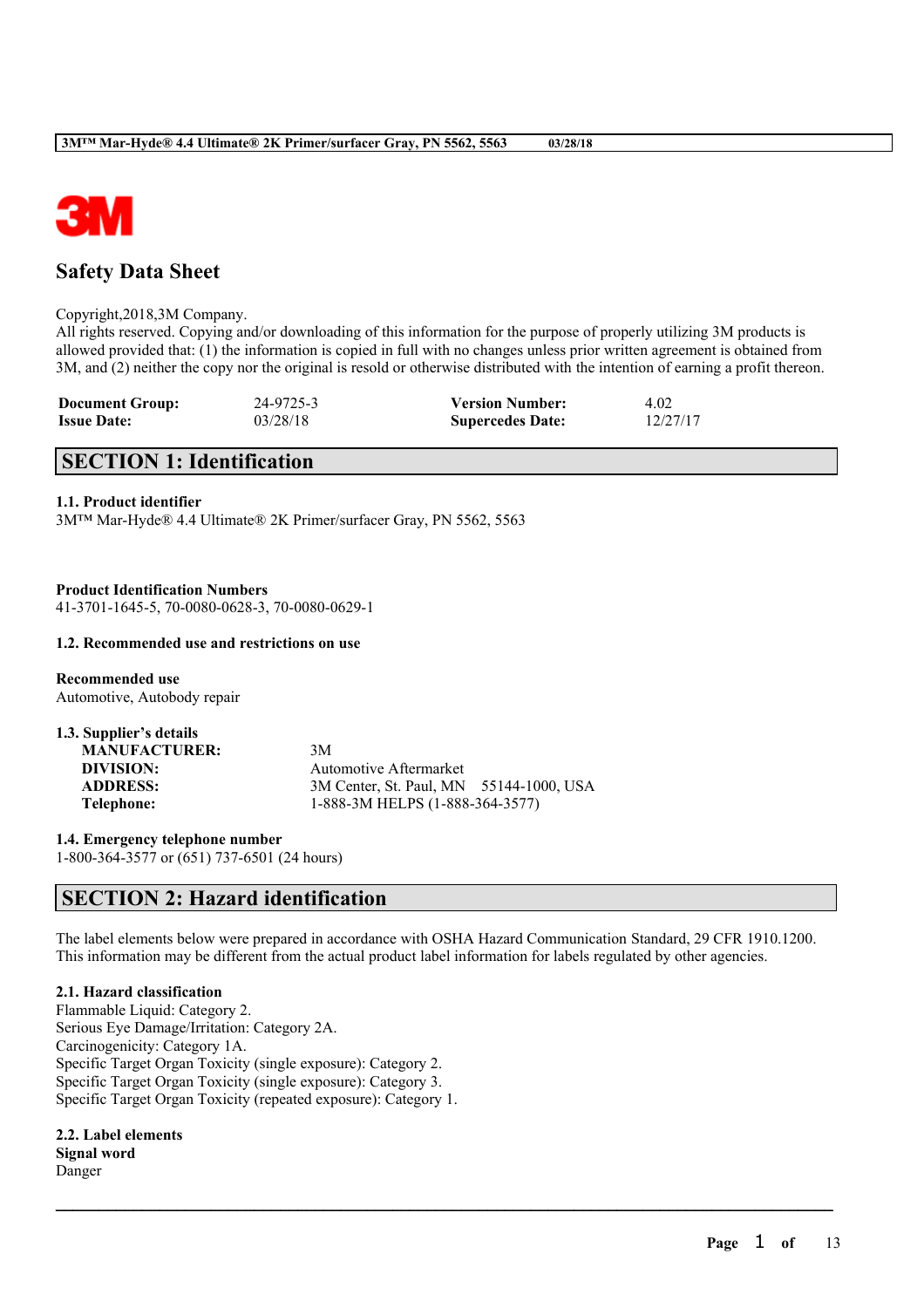# Safety Data Sheet

Copyright,2018,3M Company.
All rights reserved. Copying and/or downloading of this information for the purpose of properly utilizing 3M products is allowed provided that: (1) the information is copied in full with no changes unless prior written agreement is obtained from 3M, and (2) neither the copy nor the original is resold or otherwise distributed with the intention of earning a profit thereon.

| **Document Group:** | 24-9725-3 | **Version Number:** | 4.02 |
|---|---|---|---|
| **Issue Date:** | 03/28/18 | **Supercedes Date:** | 12/27/17 |

## SECTION 1: Identification

**1.1. Product identifier**
3M™ Mar-Hyde® 4.4 Ultimate® 2K Primer/surfacer Gray, PN 5562, 5563

**Product Identification Numbers**
41-3701-1645-5, 70-0080-0628-3, 70-0080-0629-1

**1.2. Recommended use and restrictions on use**

**Recommended use**
Automotive, Autobody repair

**1.3. Supplier's details**

| | |
|---|---|
| **MANUFACTURER:** | 3M |
| **DIVISION:** | Automotive Aftermarket |
| **ADDRESS:** | 3M Center, St. Paul, MN 55144-1000, USA |
| **Telephone:** | 1-888-3M HELPS (1-888-364-3577) |

**1.4. Emergency telephone number**
1-800-364-3577 or (651) 737-6501 (24 hours)

## SECTION 2: Hazard identification

The label elements below were prepared in accordance with OSHA Hazard Communication Standard, 29 CFR 1910.1200. This information may be different from the actual product label information for labels regulated by other agencies.

**2.1. Hazard classification**
Flammable Liquid: Category 2.
Serious Eye Damage/Irritation: Category 2A.
Carcinogenicity: Category 1A.
Specific Target Organ Toxicity (single exposure): Category 2.
Specific Target Organ Toxicity (single exposure): Category 3.
Specific Target Organ Toxicity (repeated exposure): Category 1.

**2.2. Label elements**
**Signal word**
Danger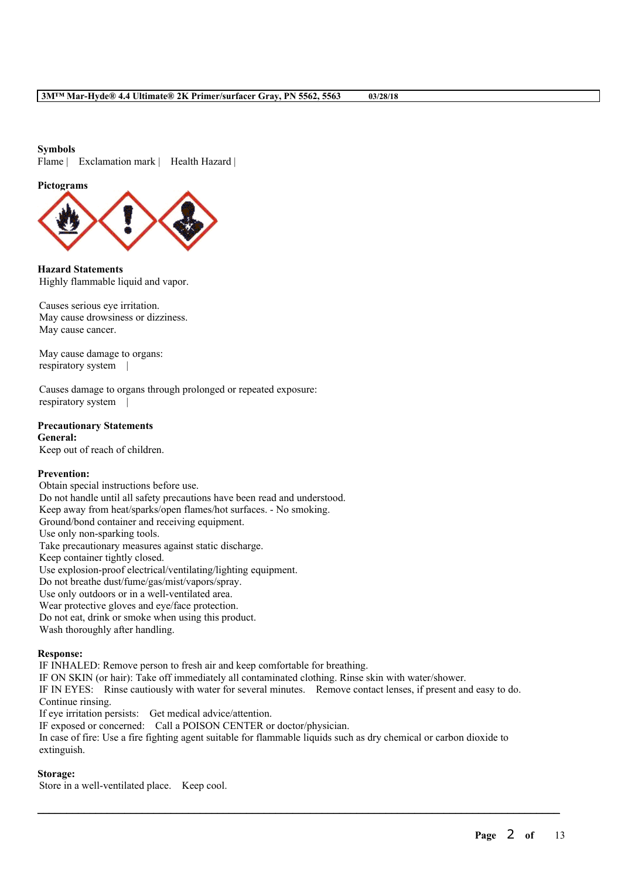**Symbols**

Flame | Exclamation mark | Health Hazard |

**Pictograms**

**Hazard Statements**

Highly flammable liquid and vapor.

Causes serious eye irritation.
May cause drowsiness or dizziness.
May cause cancer.

May cause damage to organs:
respiratory system |

Causes damage to organs through prolonged or repeated exposure:
respiratory system |

**Precautionary Statements**

**General:**

Keep out of reach of children.

**Prevention:**

Obtain special instructions before use.
Do not handle until all safety precautions have been read and understood.
Keep away from heat/sparks/open flames/hot surfaces. - No smoking.
Ground/bond container and receiving equipment.
Use only non-sparking tools.
Take precautionary measures against static discharge.
Keep container tightly closed.
Use explosion-proof electrical/ventilating/lighting equipment.
Do not breathe dust/fume/gas/mist/vapors/spray.
Use only outdoors or in a well-ventilated area.
Wear protective gloves and eye/face protection.
Do not eat, drink or smoke when using this product.
Wash thoroughly after handling.

**Response:**

IF INHALED: Remove person to fresh air and keep comfortable for breathing.
IF ON SKIN (or hair): Take off immediately all contaminated clothing. Rinse skin with water/shower.
IF IN EYES: Rinse cautiously with water for several minutes. Remove contact lenses, if present and easy to do. Continue rinsing.
If eye irritation persists: Get medical advice/attention.
IF exposed or concerned: Call a POISON CENTER or doctor/physician.
In case of fire: Use a fire fighting agent suitable for flammable liquids such as dry chemical or carbon dioxide to extinguish.

**Storage:**

Store in a well-ventilated place. Keep cool.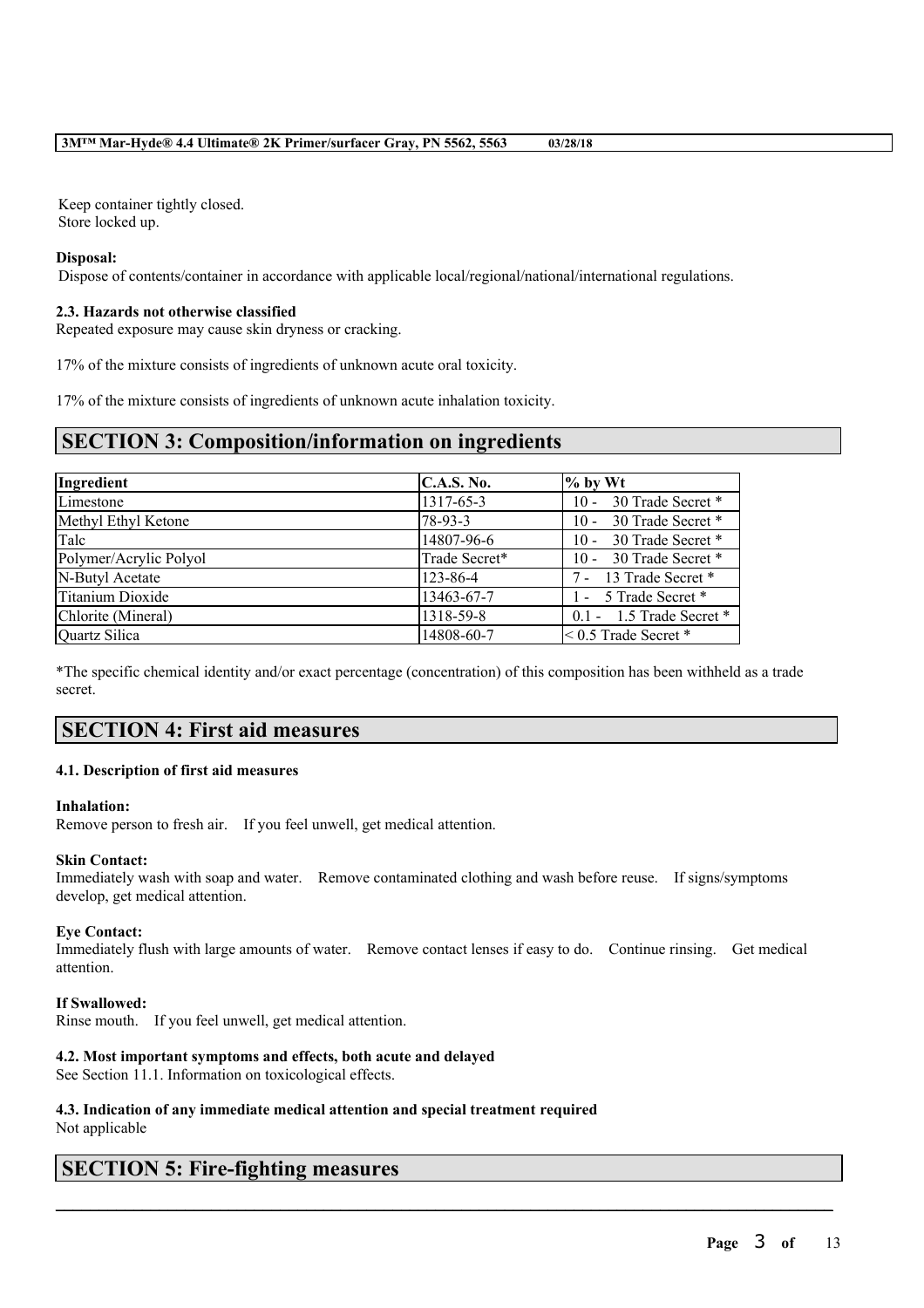Keep container tightly closed.
Store locked up.

**Disposal:**

Dispose of contents/container in accordance with applicable local/regional/national/international regulations.

**2.3. Hazards not otherwise classified**

Repeated exposure may cause skin dryness or cracking.

17% of the mixture consists of ingredients of unknown acute oral toxicity.

17% of the mixture consists of ingredients of unknown acute inhalation toxicity.

## SECTION 3: Composition/information on ingredients

| Ingredient | C.A.S. No. | % by Wt |
|---|---|---|
| Limestone | 1317-65-3 | 10 - 30 Trade Secret * |
| Methyl Ethyl Ketone | 78-93-3 | 10 - 30 Trade Secret * |
| Talc | 14807-96-6 | 10 - 30 Trade Secret * |
| Polymer/Acrylic Polyol | Trade Secret* | 10 - 30 Trade Secret * |
| N-Butyl Acetate | 123-86-4 | 7 - 13 Trade Secret * |
| Titanium Dioxide | 13463-67-7 | 1 - 5 Trade Secret * |
| Chlorite (Mineral) | 1318-59-8 | 0.1 - 1.5 Trade Secret * |
| Quartz Silica | 14808-60-7 | < 0.5 Trade Secret * |

*The specific chemical identity and/or exact percentage (concentration) of this composition has been withheld as a trade secret.

## SECTION 4: First aid measures

**4.1. Description of first aid measures**

**Inhalation:**

Remove person to fresh air. If you feel unwell, get medical attention.

**Skin Contact:**

Immediately wash with soap and water. Remove contaminated clothing and wash before reuse. If signs/symptoms develop, get medical attention.

**Eye Contact:**

Immediately flush with large amounts of water. Remove contact lenses if easy to do. Continue rinsing. Get medical attention.

**If Swallowed:**

Rinse mouth. If you feel unwell, get medical attention.

**4.2. Most important symptoms and effects, both acute and delayed**

See Section 11.1. Information on toxicological effects.

**4.3. Indication of any immediate medical attention and special treatment required**

Not applicable

## SECTION 5: Fire-fighting measures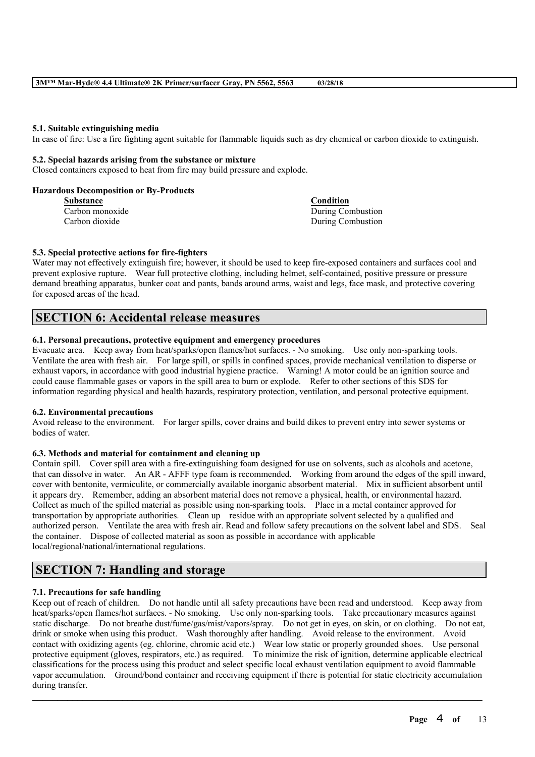#### 5.1. Suitable extinguishing media

In case of fire: Use a fire fighting agent suitable for flammable liquids such as dry chemical or carbon dioxide to extinguish.

#### 5.2. Special hazards arising from the substance or mixture

Closed containers exposed to heat from fire may build pressure and explode.

**Hazardous Decomposition or By-Products**

| Substance | Condition |
| --- | --- |
| Carbon monoxide | During Combustion |
| Carbon dioxide | During Combustion |

#### 5.3. Special protective actions for fire-fighters

Water may not effectively extinguish fire; however, it should be used to keep fire-exposed containers and surfaces cool and prevent explosive rupture. Wear full protective clothing, including helmet, self-contained, positive pressure or pressure demand breathing apparatus, bunker coat and pants, bands around arms, waist and legs, face mask, and protective covering for exposed areas of the head.

## SECTION 6: Accidental release measures

#### 6.1. Personal precautions, protective equipment and emergency procedures

Evacuate area. Keep away from heat/sparks/open flames/hot surfaces. - No smoking. Use only non-sparking tools. Ventilate the area with fresh air. For large spill, or spills in confined spaces, provide mechanical ventilation to disperse or exhaust vapors, in accordance with good industrial hygiene practice. Warning! A motor could be an ignition source and could cause flammable gases or vapors in the spill area to burn or explode. Refer to other sections of this SDS for information regarding physical and health hazards, respiratory protection, ventilation, and personal protective equipment.

#### 6.2. Environmental precautions

Avoid release to the environment. For larger spills, cover drains and build dikes to prevent entry into sewer systems or bodies of water.

#### 6.3. Methods and material for containment and cleaning up

Contain spill. Cover spill area with a fire-extinguishing foam designed for use on solvents, such as alcohols and acetone, that can dissolve in water. An AR - AFFF type foam is recommended. Working from around the edges of the spill inward, cover with bentonite, vermiculite, or commercially available inorganic absorbent material. Mix in sufficient absorbent until it appears dry. Remember, adding an absorbent material does not remove a physical, health, or environmental hazard. Collect as much of the spilled material as possible using non-sparking tools. Place in a metal container approved for transportation by appropriate authorities. Clean up residue with an appropriate solvent selected by a qualified and authorized person. Ventilate the area with fresh air. Read and follow safety precautions on the solvent label and SDS. Seal the container. Dispose of collected material as soon as possible in accordance with applicable local/regional/national/international regulations.

## SECTION 7: Handling and storage

#### 7.1. Precautions for safe handling

Keep out of reach of children. Do not handle until all safety precautions have been read and understood. Keep away from heat/sparks/open flames/hot surfaces. - No smoking. Use only non-sparking tools. Take precautionary measures against static discharge. Do not breathe dust/fume/gas/mist/vapors/spray. Do not get in eyes, on skin, or on clothing. Do not eat, drink or smoke when using this product. Wash thoroughly after handling. Avoid release to the environment. Avoid contact with oxidizing agents (eg. chlorine, chromic acid etc.) Wear low static or properly grounded shoes. Use personal protective equipment (gloves, respirators, etc.) as required. To minimize the risk of ignition, determine applicable electrical classifications for the process using this product and select specific local exhaust ventilation equipment to avoid flammable vapor accumulation. Ground/bond container and receiving equipment if there is potential for static electricity accumulation during transfer.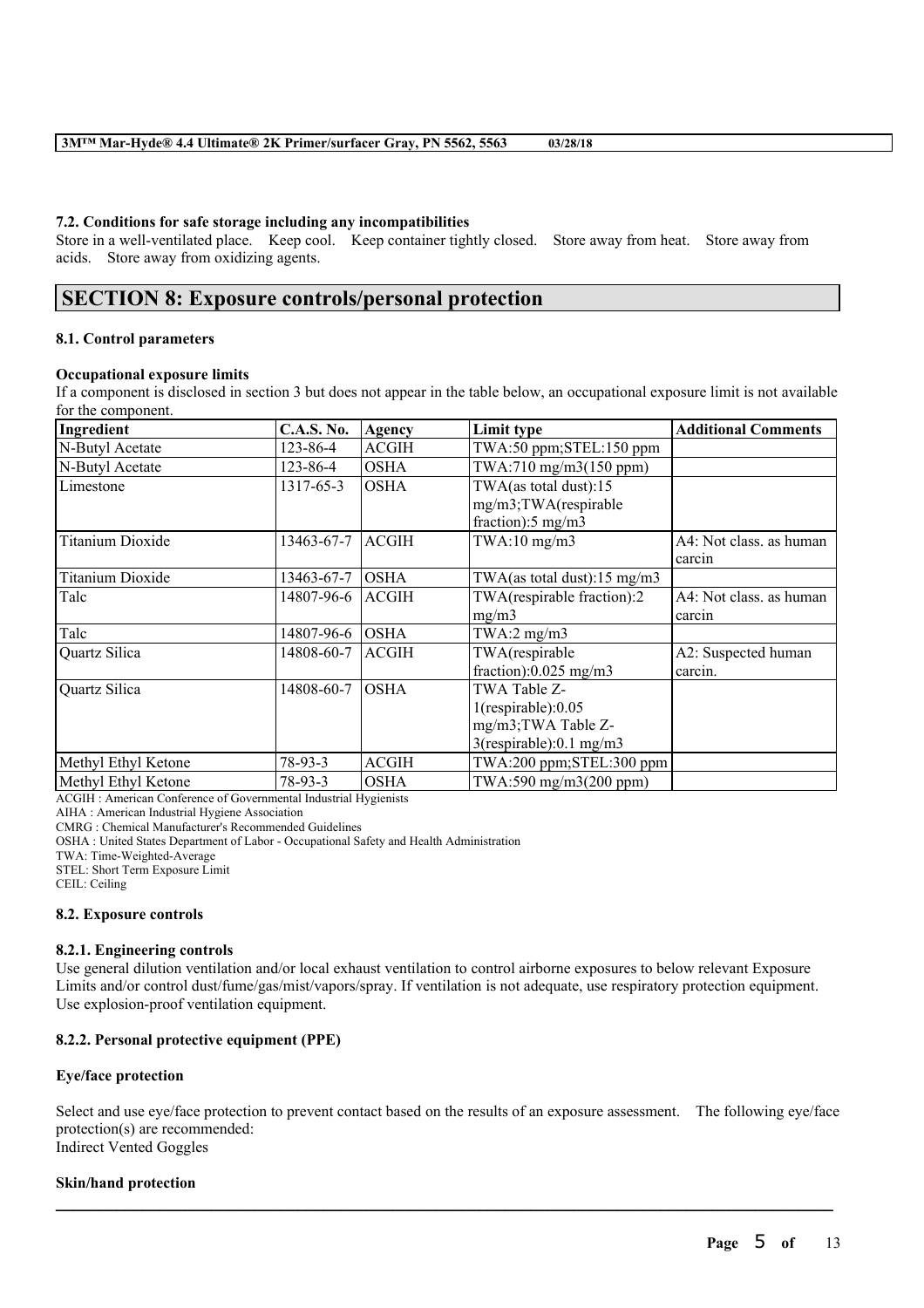### 7.2. Conditions for safe storage including any incompatibilities

Store in a well-ventilated place. Keep cool. Keep container tightly closed. Store away from heat. Store away from acids. Store away from oxidizing agents.

## SECTION 8: Exposure controls/personal protection

### 8.1. Control parameters

**Occupational exposure limits**

If a component is disclosed in section 3 but does not appear in the table below, an occupational exposure limit is not available for the component.

| Ingredient | C.A.S. No. | Agency | Limit type | Additional Comments |
|---|---|---|---|---|
| N-Butyl Acetate | 123-86-4 | ACGIH | TWA:50 ppm;STEL:150 ppm | |
| N-Butyl Acetate | 123-86-4 | OSHA | TWA:710 mg/m3(150 ppm) | |
| Limestone | 1317-65-3 | OSHA | TWA(as total dust):15 mg/m3;TWA(respirable fraction):5 mg/m3 | |
| Titanium Dioxide | 13463-67-7 | ACGIH | TWA:10 mg/m3 | A4: Not class. as human carcin |
| Titanium Dioxide | 13463-67-7 | OSHA | TWA(as total dust):15 mg/m3 | |
| Talc | 14807-96-6 | ACGIH | TWA(respirable fraction):2 mg/m3 | A4: Not class. as human carcin |
| Talc | 14807-96-6 | OSHA | TWA:2 mg/m3 | |
| Quartz Silica | 14808-60-7 | ACGIH | TWA(respirable fraction):0.025 mg/m3 | A2: Suspected human carcin. |
| Quartz Silica | 14808-60-7 | OSHA | TWA Table Z-1(respirable):0.05 mg/m3;TWA Table Z-3(respirable):0.1 mg/m3 | |
| Methyl Ethyl Ketone | 78-93-3 | ACGIH | TWA:200 ppm;STEL:300 ppm | |
| Methyl Ethyl Ketone | 78-93-3 | OSHA | TWA:590 mg/m3(200 ppm) | |

ACGIH : American Conference of Governmental Industrial Hygienists
AIHA : American Industrial Hygiene Association
CMRG : Chemical Manufacturer's Recommended Guidelines
OSHA : United States Department of Labor - Occupational Safety and Health Administration
TWA: Time-Weighted-Average
STEL: Short Term Exposure Limit
CEIL: Ceiling

### 8.2. Exposure controls

#### 8.2.1. Engineering controls

Use general dilution ventilation and/or local exhaust ventilation to control airborne exposures to below relevant Exposure Limits and/or control dust/fume/gas/mist/vapors/spray. If ventilation is not adequate, use respiratory protection equipment. Use explosion-proof ventilation equipment.

#### 8.2.2. Personal protective equipment (PPE)

**Eye/face protection**

Select and use eye/face protection to prevent contact based on the results of an exposure assessment. The following eye/face protection(s) are recommended:
Indirect Vented Goggles

**Skin/hand protection**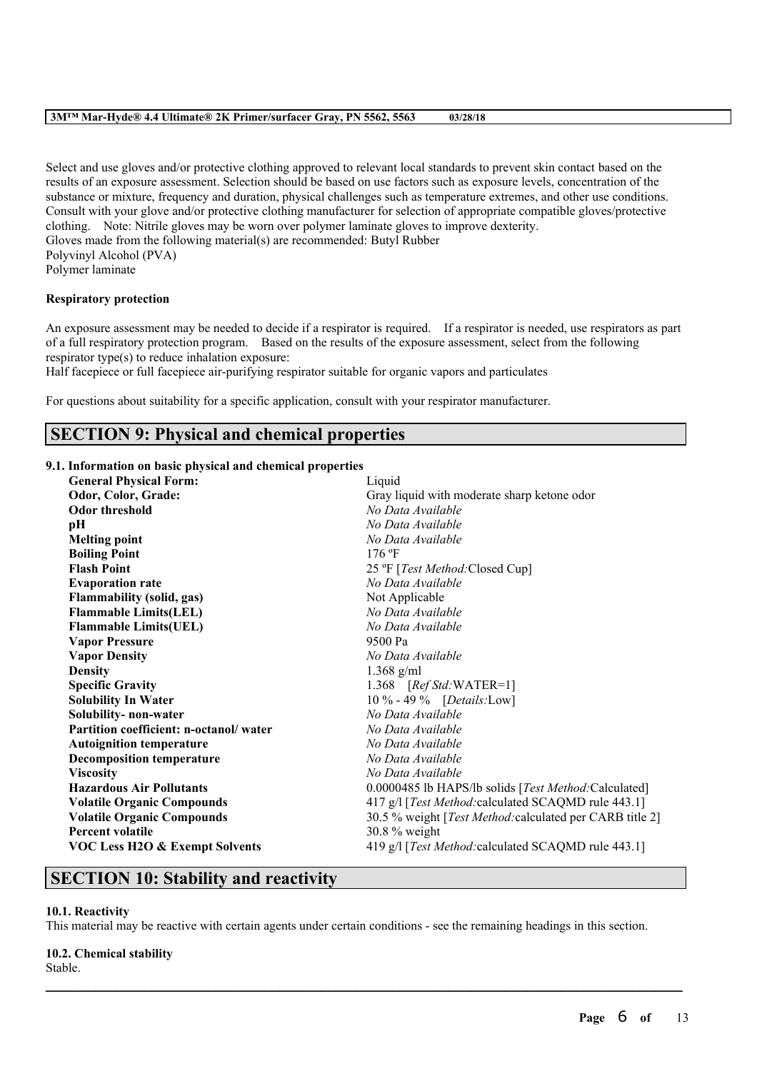Select and use gloves and/or protective clothing approved to relevant local standards to prevent skin contact based on the results of an exposure assessment. Selection should be based on use factors such as exposure levels, concentration of the substance or mixture, frequency and duration, physical challenges such as temperature extremes, and other use conditions. Consult with your glove and/or protective clothing manufacturer for selection of appropriate compatible gloves/protective clothing. Note: Nitrile gloves may be worn over polymer laminate gloves to improve dexterity.
Gloves made from the following material(s) are recommended: Butyl Rubber
Polyvinyl Alcohol (PVA)
Polymer laminate

**Respiratory protection**

An exposure assessment may be needed to decide if a respirator is required. If a respirator is needed, use respirators as part of a full respiratory protection program. Based on the results of the exposure assessment, select from the following respirator type(s) to reduce inhalation exposure:
Half facepiece or full facepiece air-purifying respirator suitable for organic vapors and particulates

For questions about suitability for a specific application, consult with your respirator manufacturer.

## SECTION 9: Physical and chemical properties

**9.1. Information on basic physical and chemical properties**

| Property | Value |
|---|---|
| **General Physical Form:** | Liquid |
| **Odor, Color, Grade:** | Gray liquid with moderate sharp ketone odor |
| **Odor threshold** | *No Data Available* |
| **pH** | *No Data Available* |
| **Melting point** | *No Data Available* |
| **Boiling Point** | 176 ºF |
| **Flash Point** | 25 ºF [*Test Method:*Closed Cup] |
| **Evaporation rate** | *No Data Available* |
| **Flammability (solid, gas)** | Not Applicable |
| **Flammable Limits(LEL)** | *No Data Available* |
| **Flammable Limits(UEL)** | *No Data Available* |
| **Vapor Pressure** | 9500 Pa |
| **Vapor Density** | *No Data Available* |
| **Density** | 1.368 g/ml |
| **Specific Gravity** | 1.368 [*Ref Std:*WATER=1] |
| **Solubility In Water** | 10 % - 49 % [*Details:*Low] |
| **Solubility- non-water** | *No Data Available* |
| **Partition coefficient: n-octanol/ water** | *No Data Available* |
| **Autoignition temperature** | *No Data Available* |
| **Decomposition temperature** | *No Data Available* |
| **Viscosity** | *No Data Available* |
| **Hazardous Air Pollutants** | 0.0000485 lb HAPS/lb solids [*Test Method:*Calculated] |
| **Volatile Organic Compounds** | 417 g/l [*Test Method:*calculated SCAQMD rule 443.1] |
| **Volatile Organic Compounds** | 30.5 % weight [*Test Method:*calculated per CARB title 2] |
| **Percent volatile** | 30.8 % weight |
| **VOC Less H2O & Exempt Solvents** | 419 g/l [*Test Method:*calculated SCAQMD rule 443.1] |

## SECTION 10: Stability and reactivity

**10.1. Reactivity**
This material may be reactive with certain agents under certain conditions - see the remaining headings in this section.

**10.2. Chemical stability**
Stable.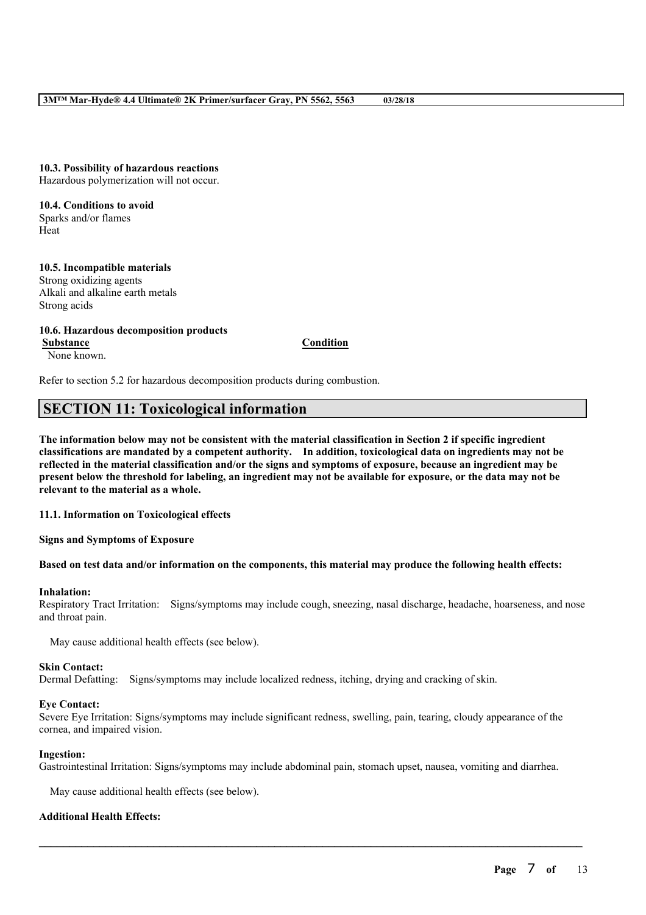**10.3. Possibility of hazardous reactions**
Hazardous polymerization will not occur.

**10.4. Conditions to avoid**
Sparks and/or flames
Heat

**10.5. Incompatible materials**
Strong oxidizing agents
Alkali and alkaline earth metals
Strong acids

**10.6. Hazardous decomposition products**

| Substance | Condition |
|---|---|
| None known. | |

Refer to section 5.2 for hazardous decomposition products during combustion.

## SECTION 11: Toxicological information

**The information below may not be consistent with the material classification in Section 2 if specific ingredient classifications are mandated by a competent authority. In addition, toxicological data on ingredients may not be reflected in the material classification and/or the signs and symptoms of exposure, because an ingredient may be present below the threshold for labeling, an ingredient may not be available for exposure, or the data may not be relevant to the material as a whole.**

**11.1. Information on Toxicological effects**

**Signs and Symptoms of Exposure**

**Based on test data and/or information on the components, this material may produce the following health effects:**

**Inhalation:**
Respiratory Tract Irritation: Signs/symptoms may include cough, sneezing, nasal discharge, headache, hoarseness, and nose and throat pain.

May cause additional health effects (see below).

**Skin Contact:**
Dermal Defatting: Signs/symptoms may include localized redness, itching, drying and cracking of skin.

**Eye Contact:**
Severe Eye Irritation: Signs/symptoms may include significant redness, swelling, pain, tearing, cloudy appearance of the cornea, and impaired vision.

**Ingestion:**
Gastrointestinal Irritation: Signs/symptoms may include abdominal pain, stomach upset, nausea, vomiting and diarrhea.

May cause additional health effects (see below).

**Additional Health Effects:**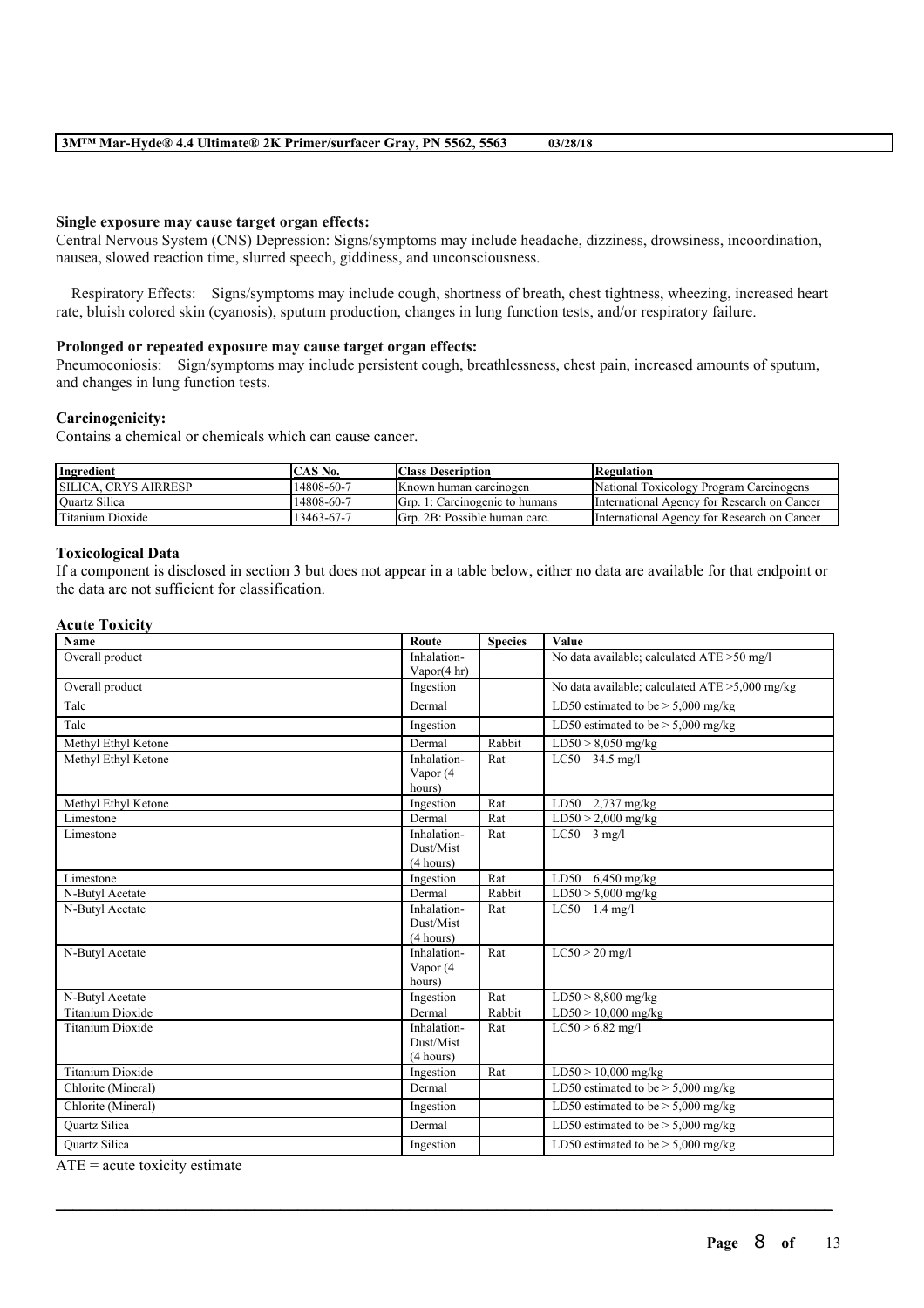**Single exposure may cause target organ effects:**

Central Nervous System (CNS) Depression: Signs/symptoms may include headache, dizziness, drowsiness, incoordination, nausea, slowed reaction time, slurred speech, giddiness, and unconsciousness.

Respiratory Effects: Signs/symptoms may include cough, shortness of breath, chest tightness, wheezing, increased heart rate, bluish colored skin (cyanosis), sputum production, changes in lung function tests, and/or respiratory failure.

**Prolonged or repeated exposure may cause target organ effects:**

Pneumoconiosis: Sign/symptoms may include persistent cough, breathlessness, chest pain, increased amounts of sputum, and changes in lung function tests.

**Carcinogenicity:**

Contains a chemical or chemicals which can cause cancer.

| Ingredient | CAS No. | Class Description | Regulation |
|---|---|---|---|
| SILICA, CRYS AIRRESP | 14808-60-7 | Known human carcinogen | National Toxicology Program Carcinogens |
| Quartz Silica | 14808-60-7 | Grp. 1: Carcinogenic to humans | International Agency for Research on Cancer |
| Titanium Dioxide | 13463-67-7 | Grp. 2B: Possible human carc. | International Agency for Research on Cancer |

**Toxicological Data**

If a component is disclosed in section 3 but does not appear in a table below, either no data are available for that endpoint or the data are not sufficient for classification.

**Acute Toxicity**

| Name | Route | Species | Value |
|---|---|---|---|
| Overall product | Inhalation-Vapor(4 hr) | | No data available; calculated ATE >50 mg/l |
| Overall product | Ingestion | | No data available; calculated ATE >5,000 mg/kg |
| Talc | Dermal | | LD50 estimated to be > 5,000 mg/kg |
| Talc | Ingestion | | LD50 estimated to be > 5,000 mg/kg |
| Methyl Ethyl Ketone | Dermal | Rabbit | LD50 > 8,050 mg/kg |
| Methyl Ethyl Ketone | Inhalation-Vapor (4 hours) | Rat | LC50 34.5 mg/l |
| Methyl Ethyl Ketone | Ingestion | Rat | LD50 2,737 mg/kg |
| Limestone | Dermal | Rat | LD50 > 2,000 mg/kg |
| Limestone | Inhalation-Dust/Mist (4 hours) | Rat | LC50 3 mg/l |
| Limestone | Ingestion | Rat | LD50 6,450 mg/kg |
| N-Butyl Acetate | Dermal | Rabbit | LD50 > 5,000 mg/kg |
| N-Butyl Acetate | Inhalation-Dust/Mist (4 hours) | Rat | LC50 1.4 mg/l |
| N-Butyl Acetate | Inhalation-Vapor (4 hours) | Rat | LC50 > 20 mg/l |
| N-Butyl Acetate | Ingestion | Rat | LD50 > 8,800 mg/kg |
| Titanium Dioxide | Dermal | Rabbit | LD50 > 10,000 mg/kg |
| Titanium Dioxide | Inhalation-Dust/Mist (4 hours) | Rat | LC50 > 6.82 mg/l |
| Titanium Dioxide | Ingestion | Rat | LD50 > 10,000 mg/kg |
| Chlorite (Mineral) | Dermal | | LD50 estimated to be > 5,000 mg/kg |
| Chlorite (Mineral) | Ingestion | | LD50 estimated to be > 5,000 mg/kg |
| Quartz Silica | Dermal | | LD50 estimated to be > 5,000 mg/kg |
| Quartz Silica | Ingestion | | LD50 estimated to be > 5,000 mg/kg |

ATE = acute toxicity estimate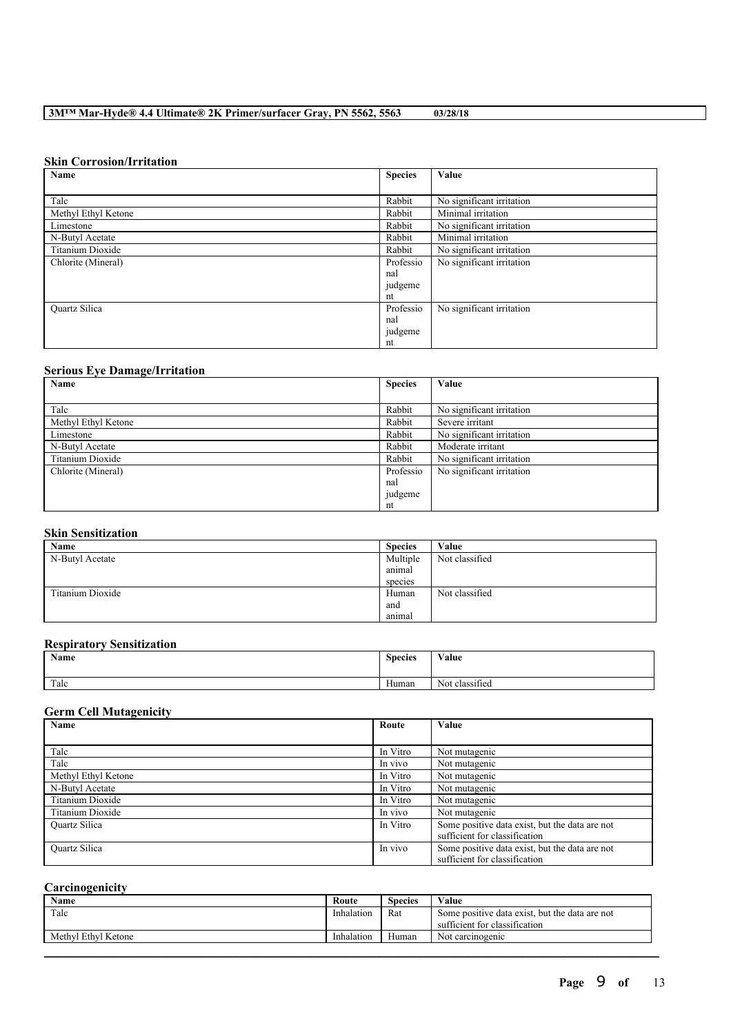### Skin Corrosion/Irritation

| Name | Species | Value |
|---|---|---|
| Talc | Rabbit | No significant irritation |
| Methyl Ethyl Ketone | Rabbit | Minimal irritation |
| Limestone | Rabbit | No significant irritation |
| N-Butyl Acetate | Rabbit | Minimal irritation |
| Titanium Dioxide | Rabbit | No significant irritation |
| Chlorite (Mineral) | Professional judgement | No significant irritation |
| Quartz Silica | Professional judgement | No significant irritation |

### Serious Eye Damage/Irritation

| Name | Species | Value |
|---|---|---|
| Talc | Rabbit | No significant irritation |
| Methyl Ethyl Ketone | Rabbit | Severe irritant |
| Limestone | Rabbit | No significant irritation |
| N-Butyl Acetate | Rabbit | Moderate irritant |
| Titanium Dioxide | Rabbit | No significant irritation |
| Chlorite (Mineral) | Professional judgement | No significant irritation |

### Skin Sensitization

| Name | Species | Value |
|---|---|---|
| N-Butyl Acetate | Multiple animal species | Not classified |
| Titanium Dioxide | Human and animal | Not classified |

### Respiratory Sensitization

| Name | Species | Value |
|---|---|---|
| Talc | Human | Not classified |

### Germ Cell Mutagenicity

| Name | Route | Value |
|---|---|---|
| Talc | In Vitro | Not mutagenic |
| Talc | In vivo | Not mutagenic |
| Methyl Ethyl Ketone | In Vitro | Not mutagenic |
| N-Butyl Acetate | In Vitro | Not mutagenic |
| Titanium Dioxide | In Vitro | Not mutagenic |
| Titanium Dioxide | In vivo | Not mutagenic |
| Quartz Silica | In Vitro | Some positive data exist, but the data are not sufficient for classification |
| Quartz Silica | In vivo | Some positive data exist, but the data are not sufficient for classification |

### Carcinogenicity

| Name | Route | Species | Value |
|---|---|---|---|
| Talc | Inhalation | Rat | Some positive data exist, but the data are not sufficient for classification |
| Methyl Ethyl Ketone | Inhalation | Human | Not carcinogenic |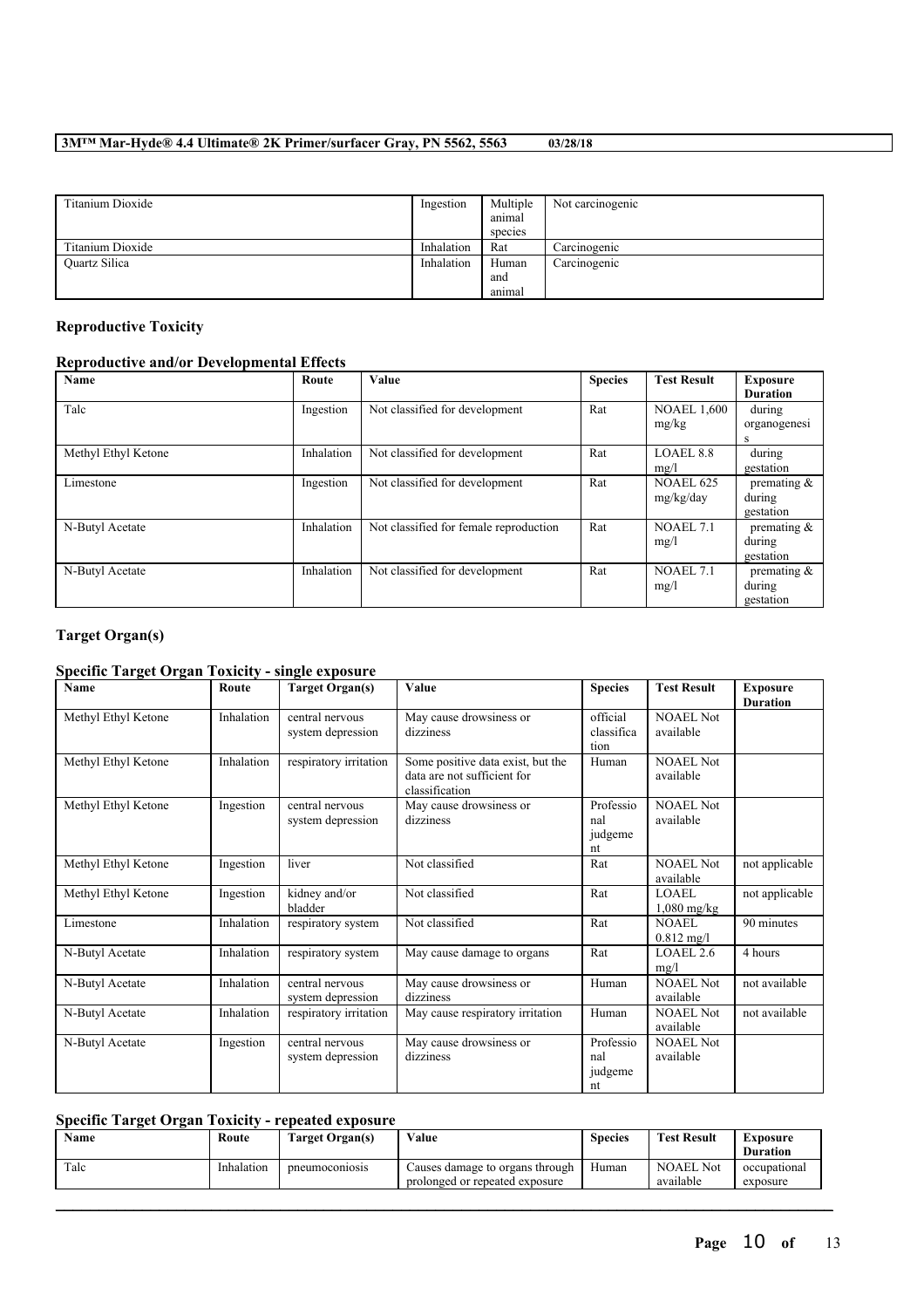| Titanium Dioxide | Ingestion | Multiple animal species | Not carcinogenic |
|---|---|---|---|
| Titanium Dioxide | Inhalation | Rat | Carcinogenic |
| Quartz Silica | Inhalation | Human and animal | Carcinogenic |

### Reproductive Toxicity

#### Reproductive and/or Developmental Effects

| Name | Route | Value | Species | Test Result | Exposure Duration |
|---|---|---|---|---|---|
| Talc | Ingestion | Not classified for development | Rat | NOAEL 1,600 mg/kg | during organogenesis |
| Methyl Ethyl Ketone | Inhalation | Not classified for development | Rat | LOAEL 8.8 mg/l | during gestation |
| Limestone | Ingestion | Not classified for development | Rat | NOAEL 625 mg/kg/day | premating & during gestation |
| N-Butyl Acetate | Inhalation | Not classified for female reproduction | Rat | NOAEL 7.1 mg/l | premating & during gestation |
| N-Butyl Acetate | Inhalation | Not classified for development | Rat | NOAEL 7.1 mg/l | premating & during gestation |

### Target Organ(s)

#### Specific Target Organ Toxicity - single exposure

| Name | Route | Target Organ(s) | Value | Species | Test Result | Exposure Duration |
|---|---|---|---|---|---|---|
| Methyl Ethyl Ketone | Inhalation | central nervous system depression | May cause drowsiness or dizziness | official classification | NOAEL Not available | |
| Methyl Ethyl Ketone | Inhalation | respiratory irritation | Some positive data exist, but the data are not sufficient for classification | Human | NOAEL Not available | |
| Methyl Ethyl Ketone | Ingestion | central nervous system depression | May cause drowsiness or dizziness | Professional judgement | NOAEL Not available | |
| Methyl Ethyl Ketone | Ingestion | liver | Not classified | Rat | NOAEL Not available | not applicable |
| Methyl Ethyl Ketone | Ingestion | kidney and/or bladder | Not classified | Rat | LOAEL 1,080 mg/kg | not applicable |
| Limestone | Inhalation | respiratory system | Not classified | Rat | NOAEL 0.812 mg/l | 90 minutes |
| N-Butyl Acetate | Inhalation | respiratory system | May cause damage to organs | Rat | LOAEL 2.6 mg/l | 4 hours |
| N-Butyl Acetate | Inhalation | central nervous system depression | May cause drowsiness or dizziness | Human | NOAEL Not available | not available |
| N-Butyl Acetate | Inhalation | respiratory irritation | May cause respiratory irritation | Human | NOAEL Not available | not available |
| N-Butyl Acetate | Ingestion | central nervous system depression | May cause drowsiness or dizziness | Professional judgement | NOAEL Not available | |

#### Specific Target Organ Toxicity - repeated exposure

| Name | Route | Target Organ(s) | Value | Species | Test Result | Exposure Duration |
|---|---|---|---|---|---|---|
| Talc | Inhalation | pneumoconiosis | Causes damage to organs through prolonged or repeated exposure | Human | NOAEL Not available | occupational exposure |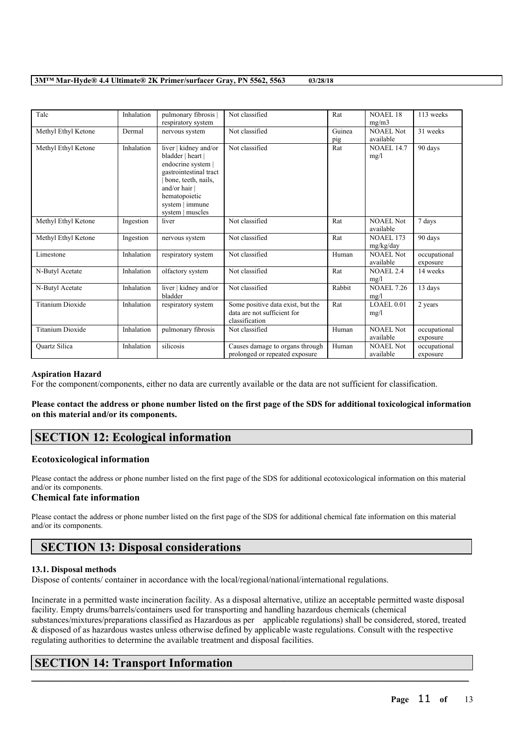| Talc | Inhalation | pulmonary fibrosis \| respiratory system | Not classified | Rat | NOAEL 18 mg/m3 | 113 weeks |
|---|---|---|---|---|---|---|
| Methyl Ethyl Ketone | Dermal | nervous system | Not classified | Guinea pig | NOAEL Not available | 31 weeks |
| Methyl Ethyl Ketone | Inhalation | liver \| kidney and/or bladder \| heart \| endocrine system \| gastrointestinal tract \| bone, teeth, nails, and/or hair \| hematopoietic system \| immune system \| muscles | Not classified | Rat | NOAEL 14.7 mg/l | 90 days |
| Methyl Ethyl Ketone | Ingestion | liver | Not classified | Rat | NOAEL Not available | 7 days |
| Methyl Ethyl Ketone | Ingestion | nervous system | Not classified | Rat | NOAEL 173 mg/kg/day | 90 days |
| Limestone | Inhalation | respiratory system | Not classified | Human | NOAEL Not available | occupational exposure |
| N-Butyl Acetate | Inhalation | olfactory system | Not classified | Rat | NOAEL 2.4 mg/l | 14 weeks |
| N-Butyl Acetate | Inhalation | liver \| kidney and/or bladder | Not classified | Rabbit | NOAEL 7.26 mg/l | 13 days |
| Titanium Dioxide | Inhalation | respiratory system | Some positive data exist, but the data are not sufficient for classification | Rat | LOAEL 0.01 mg/l | 2 years |
| Titanium Dioxide | Inhalation | pulmonary fibrosis | Not classified | Human | NOAEL Not available | occupational exposure |
| Quartz Silica | Inhalation | silicosis | Causes damage to organs through prolonged or repeated exposure | Human | NOAEL Not available | occupational exposure |

**Aspiration Hazard**

For the component/components, either no data are currently available or the data are not sufficient for classification.

**Please contact the address or phone number listed on the first page of the SDS for additional toxicological information on this material and/or its components.**

## SECTION 12: Ecological information

### Ecotoxicological information

Please contact the address or phone number listed on the first page of the SDS for additional ecotoxicological information on this material and/or its components.

### Chemical fate information

Please contact the address or phone number listed on the first page of the SDS for additional chemical fate information on this material and/or its components.

## SECTION 13: Disposal considerations

#### 13.1. Disposal methods

Dispose of contents/ container in accordance with the local/regional/national/international regulations.

Incinerate in a permitted waste incineration facility. As a disposal alternative, utilize an acceptable permitted waste disposal facility. Empty drums/barrels/containers used for transporting and handling hazardous chemicals (chemical substances/mixtures/preparations classified as Hazardous as per applicable regulations) shall be considered, stored, treated & disposed of as hazardous wastes unless otherwise defined by applicable waste regulations. Consult with the respective regulating authorities to determine the available treatment and disposal facilities.

## SECTION 14: Transport Information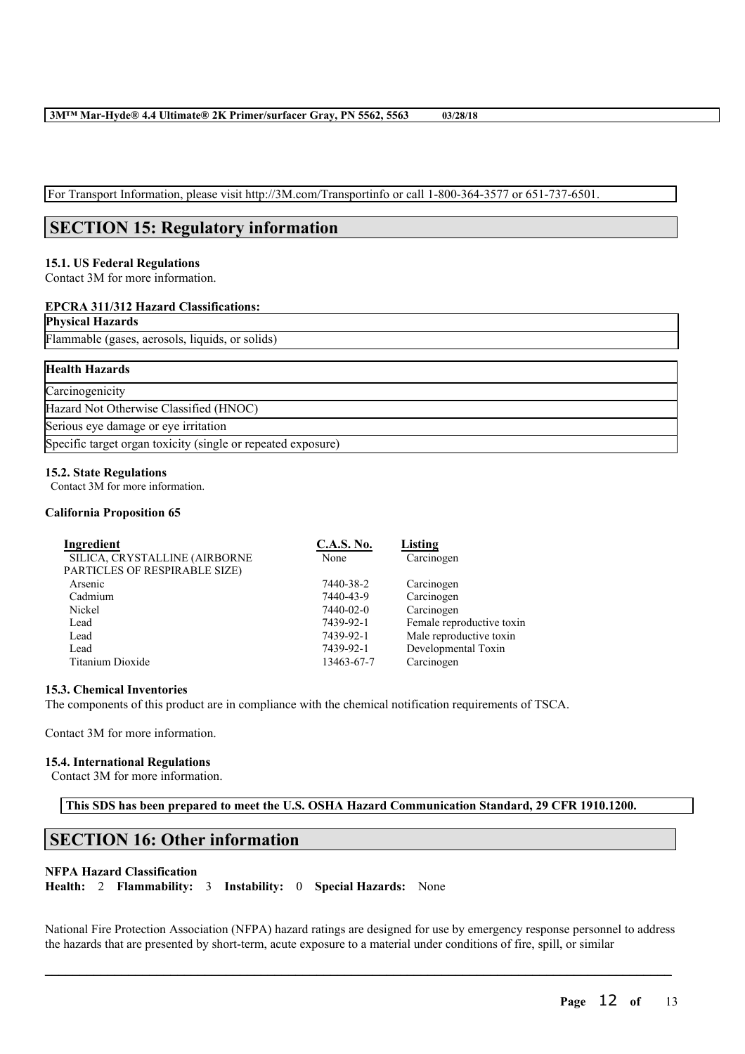For Transport Information, please visit http://3M.com/Transportinfo or call 1-800-364-3577 or 651-737-6501.

## SECTION 15: Regulatory information

### 15.1. US Federal Regulations

Contact 3M for more information.

**EPCRA 311/312 Hazard Classifications:**

| **Physical Hazards** |
|---|
| Flammable (gases, aerosols, liquids, or solids) |

| **Health Hazards** |
|---|
| Carcinogenicity |
| Hazard Not Otherwise Classified (HNOC) |
| Serious eye damage or eye irritation |
| Specific target organ toxicity (single or repeated exposure) |

### 15.2. State Regulations

Contact 3M for more information.

**California Proposition 65**

| Ingredient | C.A.S. No. | Listing |
|---|---|---|
| SILICA, CRYSTALLINE (AIRBORNE PARTICLES OF RESPIRABLE SIZE) | None | Carcinogen |
| Arsenic | 7440-38-2 | Carcinogen |
| Cadmium | 7440-43-9 | Carcinogen |
| Nickel | 7440-02-0 | Carcinogen |
| Lead | 7439-92-1 | Female reproductive toxin |
| Lead | 7439-92-1 | Male reproductive toxin |
| Lead | 7439-92-1 | Developmental Toxin |
| Titanium Dioxide | 13463-67-7 | Carcinogen |

### 15.3. Chemical Inventories

The components of this product are in compliance with the chemical notification requirements of TSCA.

Contact 3M for more information.

### 15.4. International Regulations

Contact 3M for more information.

**This SDS has been prepared to meet the U.S. OSHA Hazard Communication Standard, 29 CFR 1910.1200.**

## SECTION 16: Other information

**NFPA Hazard Classification**

**Health:** 2 **Flammability:** 3 **Instability:** 0 **Special Hazards:** None

National Fire Protection Association (NFPA) hazard ratings are designed for use by emergency response personnel to address the hazards that are presented by short-term, acute exposure to a material under conditions of fire, spill, or similar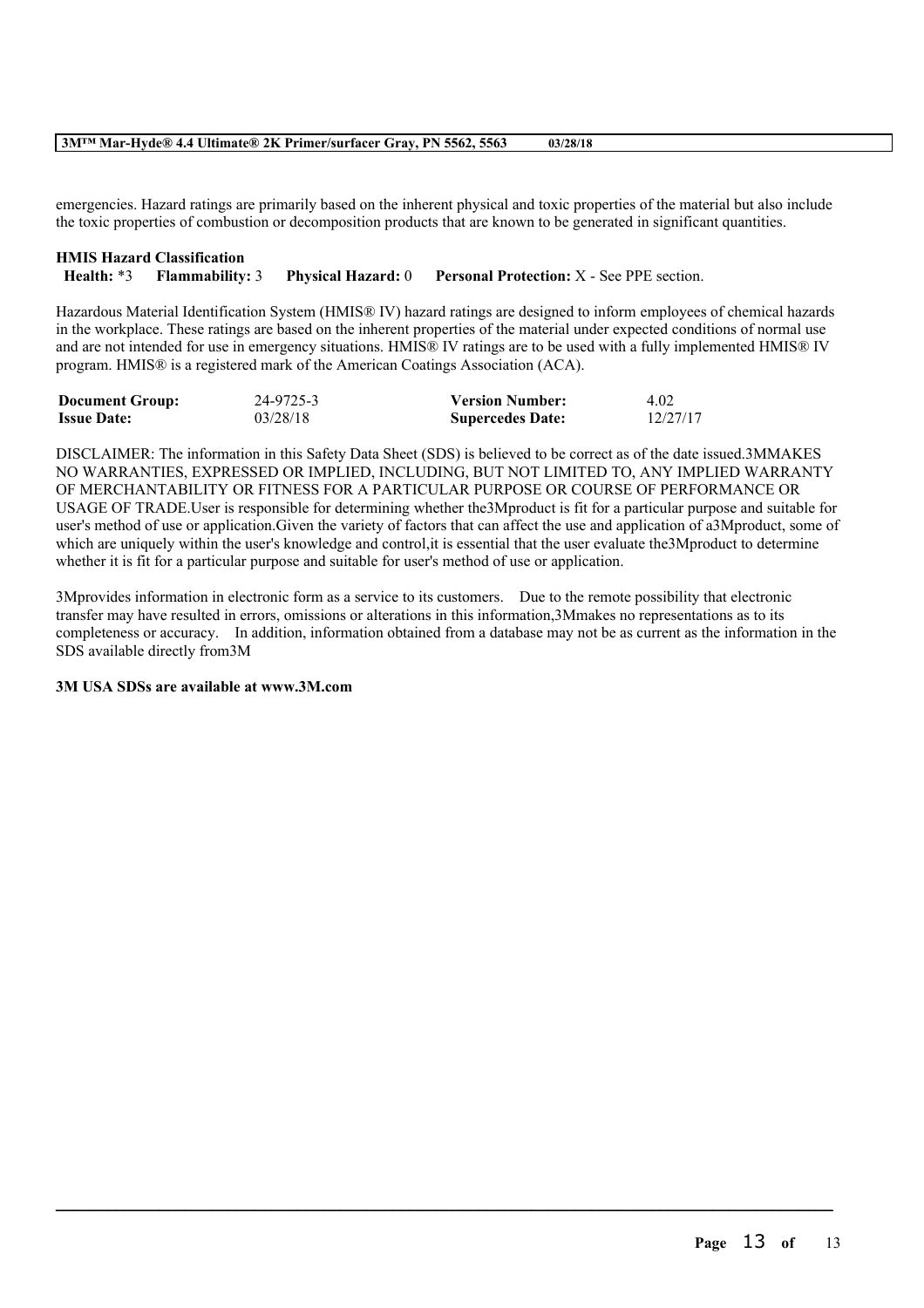emergencies. Hazard ratings are primarily based on the inherent physical and toxic properties of the material but also include the toxic properties of combustion or decomposition products that are known to be generated in significant quantities.

**HMIS Hazard Classification**

**Health:** *3 **Flammability:** 3 **Physical Hazard:** 0 **Personal Protection:** X - See PPE section.

Hazardous Material Identification System (HMIS® IV) hazard ratings are designed to inform employees of chemical hazards in the workplace. These ratings are based on the inherent properties of the material under expected conditions of normal use and are not intended for use in emergency situations. HMIS® IV ratings are to be used with a fully implemented HMIS® IV program. HMIS® is a registered mark of the American Coatings Association (ACA).

| | | | |
|---|---|---|---|
| **Document Group:** | 24-9725-3 | **Version Number:** | 4.02 |
| **Issue Date:** | 03/28/18 | **Supercedes Date:** | 12/27/17 |

DISCLAIMER: The information in this Safety Data Sheet (SDS) is believed to be correct as of the date issued.3MMAKES NO WARRANTIES, EXPRESSED OR IMPLIED, INCLUDING, BUT NOT LIMITED TO, ANY IMPLIED WARRANTY OF MERCHANTABILITY OR FITNESS FOR A PARTICULAR PURPOSE OR COURSE OF PERFORMANCE OR USAGE OF TRADE.User is responsible for determining whether the3Mproduct is fit for a particular purpose and suitable for user's method of use or application.Given the variety of factors that can affect the use and application of a3Mproduct, some of which are uniquely within the user's knowledge and control,it is essential that the user evaluate the3Mproduct to determine whether it is fit for a particular purpose and suitable for user's method of use or application.

3Mprovides information in electronic form as a service to its customers. Due to the remote possibility that electronic transfer may have resulted in errors, omissions or alterations in this information,3Mmakes no representations as to its completeness or accuracy. In addition, information obtained from a database may not be as current as the information in the SDS available directly from3M

**3M USA SDSs are available at www.3M.com**